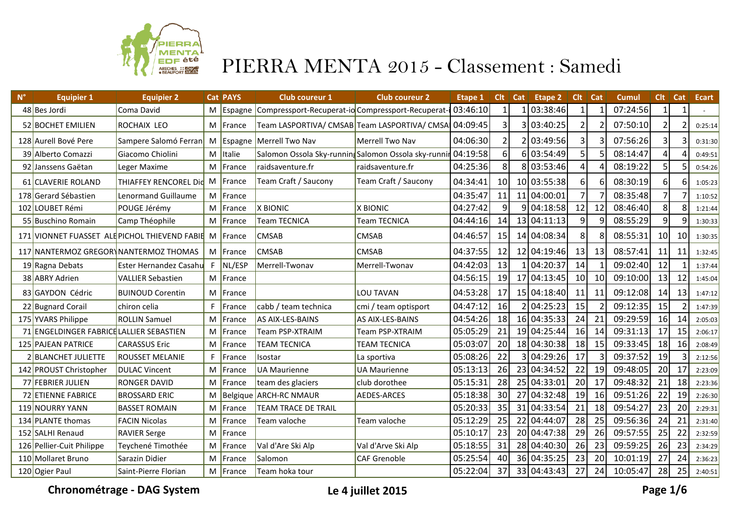# PIERRA MENTA 2015 - Classement : Samedi

| N° | Equipier 1 | Equipier 2 | Cat | PAYS | Club coureur 1 | Club coureur 2 | Etape 1 | Clt | Cat | Etape 2 | Clt | Cat | Cumul | Clt | Cat | Ecart |
|---|---|---|---|---|---|---|---|---|---|---|---|---|---|---|---|---|
| 48 | Bes Jordi | Coma David | M | Espagne | Compressport-Recuperat-io | Compressport-Recuperat-i | 03:46:10 | 1 | 1 | 03:38:46 | 1 | 1 | 07:24:56 | 1 | 1 | - |
| 52 | BOCHET EMILIEN | ROCHAIX LEO | M | France | Team LASPORTIVA/ CMSAB | Team LASPORTIVA/ CMSA | 04:09:45 | 3 | 3 | 03:40:25 | 2 | 2 | 07:50:10 | 2 | 2 | 0:25:14 |
| 128 | Aurell Bové Pere | Sampere Salomó Ferran | M | Espagne | Merrell Two Nav | Merrell Two Nav | 04:06:30 | 2 | 2 | 03:49:56 | 3 | 3 | 07:56:26 | 3 | 3 | 0:31:30 |
| 39 | Alberto Comazzi | Giacomo Chiolini | M | Italie | Salomon Ossola Sky-running | Salomon Ossola sky-runnir | 04:19:58 | 6 | 6 | 03:54:49 | 5 | 5 | 08:14:47 | 4 | 4 | 0:49:51 |
| 92 | Janssens Gaëtan | Leger Maxime | M | France | raidsaventure.fr | raidsaventure.fr | 04:25:36 | 8 | 8 | 03:53:46 | 4 | 4 | 08:19:22 | 5 | 5 | 0:54:26 |
| 61 | CLAVERIE ROLAND | THIAFFEY RENCOREL Did | M | France | Team Craft / Saucony | Team Craft / Saucony | 04:34:41 | 10 | 10 | 03:55:38 | 6 | 6 | 08:30:19 | 6 | 6 | 1:05:23 |
| 178 | Gerard Sébastien | Lenormand Guillaume | M | France | | | 04:35:47 | 11 | 11 | 04:00:01 | 7 | 7 | 08:35:48 | 7 | 7 | 1:10:52 |
| 102 | LOUBET Rémi | POUGE Jérémy | M | France | X BIONIC | X BIONIC | 04:27:42 | 9 | 9 | 04:18:58 | 12 | 12 | 08:46:40 | 8 | 8 | 1:21:44 |
| 55 | Buschino Romain | Camp Théophile | M | France | Team TECNICA | Team TECNICA | 04:44:16 | 14 | 13 | 04:11:13 | 9 | 9 | 08:55:29 | 9 | 9 | 1:30:33 |
| 171 | VIONNET FUASSET ALE | PICHOL THIEVEND FABIE | M | France | CMSAB | CMSAB | 04:46:57 | 15 | 14 | 04:08:34 | 8 | 8 | 08:55:31 | 10 | 10 | 1:30:35 |
| 117 | NANTERMOZ GREGORY | NANTERMOZ THOMAS | M | France | CMSAB | CMSAB | 04:37:55 | 12 | 12 | 04:19:46 | 13 | 13 | 08:57:41 | 11 | 11 | 1:32:45 |
| 19 | Ragna Debats | Ester Hernandez Casahu | F | NL/ESP | Merrell-Twonav | Merrell-Twonav | 04:42:03 | 13 | 1 | 04:20:37 | 14 | 1 | 09:02:40 | 12 | 1 | 1:37:44 |
| 38 | ABRY Adrien | VALLIER Sebastien | M | France | | | 04:56:15 | 19 | 17 | 04:13:45 | 10 | 10 | 09:10:00 | 13 | 12 | 1:45:04 |
| 83 | GAYDON Cédric | BUINOUD Corentin | M | France | | LOU TAVAN | 04:53:28 | 17 | 15 | 04:18:40 | 11 | 11 | 09:12:08 | 14 | 13 | 1:47:12 |
| 22 | Bugnard Corail | chiron celia | F | France | cabb / team technica | cmi / team optisport | 04:47:12 | 16 | 2 | 04:25:23 | 15 | 2 | 09:12:35 | 15 | 2 | 1:47:39 |
| 175 | YVARS Philippe | ROLLIN Samuel | M | France | AS AIX-LES-BAINS | AS AIX-LES-BAINS | 04:54:26 | 18 | 16 | 04:35:33 | 24 | 21 | 09:29:59 | 16 | 14 | 2:05:03 |
| 71 | ENGELDINGER FABRICE | LALLIER SEBASTIEN | M | France | Team PSP-XTRAIM | Team PSP-XTRAIM | 05:05:29 | 21 | 19 | 04:25:44 | 16 | 14 | 09:31:13 | 17 | 15 | 2:06:17 |
| 125 | PAJEAN PATRICE | CARASSUS Eric | M | France | TEAM TECNICA | TEAM TECNICA | 05:03:07 | 20 | 18 | 04:30:38 | 18 | 15 | 09:33:45 | 18 | 16 | 2:08:49 |
| 2 | BLANCHET JULIETTE | ROUSSET MELANIE | F | France | Isostar | La sportiva | 05:08:26 | 22 | 3 | 04:29:26 | 17 | 3 | 09:37:52 | 19 | 3 | 2:12:56 |
| 142 | PROUST Christopher | DULAC Vincent | M | France | UA Maurienne | UA Maurienne | 05:13:13 | 26 | 23 | 04:34:52 | 22 | 19 | 09:48:05 | 20 | 17 | 2:23:09 |
| 77 | FEBRIER JULIEN | RONGER DAVID | M | France | team des glaciers | club dorothee | 05:15:31 | 28 | 25 | 04:33:01 | 20 | 17 | 09:48:32 | 21 | 18 | 2:23:36 |
| 72 | ETIENNE FABRICE | BROSSARD ERIC | M | Belgique | ARCH-RC NMAUR | AEDES-ARCES | 05:18:38 | 30 | 27 | 04:32:48 | 19 | 16 | 09:51:26 | 22 | 19 | 2:26:30 |
| 119 | NOURRY YANN | BASSET ROMAIN | M | France | TEAM TRACE DE TRAIL | | 05:20:33 | 35 | 31 | 04:33:54 | 21 | 18 | 09:54:27 | 23 | 20 | 2:29:31 |
| 134 | PLANTE thomas | FACIN Nicolas | M | France | Team valoche | Team valoche | 05:12:29 | 25 | 22 | 04:44:07 | 28 | 25 | 09:56:36 | 24 | 21 | 2:31:40 |
| 152 | SALHI Renaud | RAVIER Serge | M | France | | | 05:10:17 | 23 | 20 | 04:47:38 | 29 | 26 | 09:57:55 | 25 | 22 | 2:32:59 |
| 126 | Pellier-Cuit Philippe | Teychené Timothée | M | France | Val d'Are Ski Alp | Val d'Arve Ski Alp | 05:18:55 | 31 | 28 | 04:40:30 | 26 | 23 | 09:59:25 | 26 | 23 | 2:34:29 |
| 110 | Mollaret Bruno | Sarazin Didier | M | France | Salomon | CAF Grenoble | 05:25:54 | 40 | 36 | 04:35:25 | 23 | 20 | 10:01:19 | 27 | 24 | 2:36:23 |
| 120 | Ogier Paul | Saint-Pierre Florian | M | France | Team hoka tour | | 05:22:04 | 37 | 33 | 04:43:43 | 27 | 24 | 10:05:47 | 28 | 25 | 2:40:51 |

**Chronométrage - DAG System** **Le 4 juillet 2015**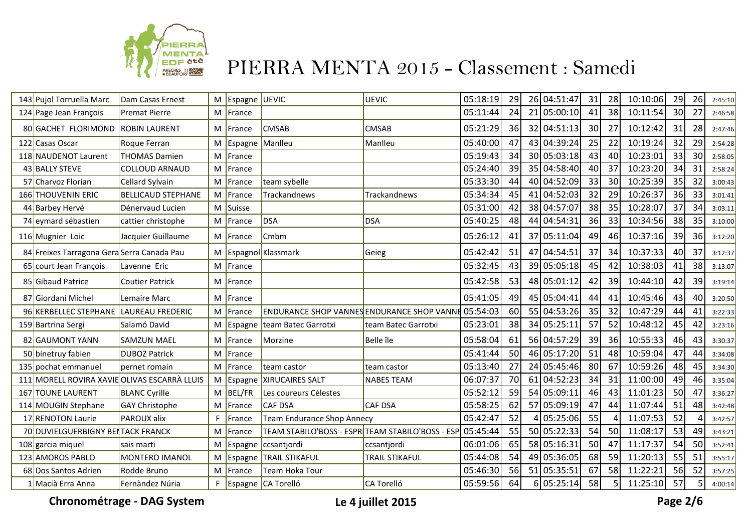# PIERRA MENTA 2015 - Classement : Samedi

| | | | | | | | | | | | | | | | | |
|---|---|---|---|---|---|---|---|---|---|---|---|---|---|---|---|---|
| 143 | Pujol Torruella Marc | Dam Casas Ernest | M | Espagne | UEVIC | UEVIC | 05:18:19 | 29 | 26 | 04:51:47 | 31 | 28 | 10:10:06 | 29 | 26 | 2:45:10 |
| 124 | Page Jean François | Premat Pierre | M | France | | | 05:11:44 | 24 | 21 | 05:00:10 | 41 | 38 | 10:11:54 | 30 | 27 | 2:46:58 |
| 80 | GACHET FLORIMOND | ROBIN LAURENT | M | France | CMSAB | CMSAB | 05:21:29 | 36 | 32 | 04:51:13 | 30 | 27 | 10:12:42 | 31 | 28 | 2:47:46 |
| 122 | Casas Oscar | Roque Ferran | M | Espagne | Manlleu | Manlleu | 05:40:00 | 47 | 43 | 04:39:24 | 25 | 22 | 10:19:24 | 32 | 29 | 2:54:28 |
| 118 | NAUDENOT Laurent | THOMAS Damien | M | France | | | 05:19:43 | 34 | 30 | 05:03:18 | 43 | 40 | 10:23:01 | 33 | 30 | 2:58:05 |
| 43 | BALLY STEVE | COLLOUD ARNAUD | M | France | | | 05:24:40 | 39 | 35 | 04:58:40 | 40 | 37 | 10:23:20 | 34 | 31 | 2:58:24 |
| 57 | Charvoz Florian | Cellard Sylvain | M | France | team sybelle | | 05:33:30 | 44 | 40 | 04:52:09 | 33 | 30 | 10:25:39 | 35 | 32 | 3:00:43 |
| 166 | THOUVENIN ERIC | BELLICAUD STEPHANE | M | France | Trackandnews | Trackandnews | 05:34:34 | 45 | 41 | 04:52:03 | 32 | 29 | 10:26:37 | 36 | 33 | 3:01:41 |
| 44 | Barbey Hervé | Dénervaud Lucien | M | Suisse | | | 05:31:00 | 42 | 38 | 04:57:07 | 38 | 35 | 10:28:07 | 37 | 34 | 3:03:11 |
| 74 | eymard sébastien | cattier christophe | M | France | DSA | DSA | 05:40:25 | 48 | 44 | 04:54:31 | 36 | 33 | 10:34:56 | 38 | 35 | 3:10:00 |
| 116 | Mugnier Loic | Jacquier Guillaume | M | France | Cmbm | | 05:26:12 | 41 | 37 | 05:11:04 | 49 | 46 | 10:37:16 | 39 | 36 | 3:12:20 |
| 84 | Freixes Tarragona Gera | Serra Canada Pau | M | Espagnol | Klassmark | Geieg | 05:42:42 | 51 | 47 | 04:54:51 | 37 | 34 | 10:37:33 | 40 | 37 | 3:12:37 |
| 65 | court Jean François | Lavenne Eric | M | France | | | 05:32:45 | 43 | 39 | 05:05:18 | 45 | 42 | 10:38:03 | 41 | 38 | 3:13:07 |
| 85 | Gibaud Patrice | Coutier Patrick | M | France | | | 05:42:58 | 53 | 48 | 05:01:12 | 42 | 39 | 10:44:10 | 42 | 39 | 3:19:14 |
| 87 | Giordani Michel | Lemaire Marc | M | France | | | 05:41:05 | 49 | 45 | 05:04:41 | 44 | 41 | 10:45:46 | 43 | 40 | 3:20:50 |
| 96 | KERBELLEC STEPHANE | LAUREAU FREDERIC | M | France | ENDURANCE SHOP VANNES | ENDURANCE SHOP VANNE | 05:54:03 | 60 | 55 | 04:53:26 | 35 | 32 | 10:47:29 | 44 | 41 | 3:22:33 |
| 159 | Bartrina Sergi | Salamó David | M | Espagne | team Batec Garrotxi | team Batec Garrotxi | 05:23:01 | 38 | 34 | 05:25:11 | 57 | 52 | 10:48:12 | 45 | 42 | 3:23:16 |
| 82 | GAUMONT YANN | SAMZUN MAEL | M | France | Morzine | Belle île | 05:58:04 | 61 | 56 | 04:57:29 | 39 | 36 | 10:55:33 | 46 | 43 | 3:30:37 |
| 50 | binetruy fabien | DUBOZ Patrick | M | France | | | 05:41:44 | 50 | 46 | 05:17:20 | 51 | 48 | 10:59:04 | 47 | 44 | 3:34:08 |
| 135 | pochat emmanuel | pernet romain | M | France | team castor | team castor | 05:13:40 | 27 | 24 | 05:45:46 | 80 | 67 | 10:59:26 | 48 | 45 | 3:34:30 |
| 111 | MORELL ROVIRA XAVIE | OLIVAS ESCARRÀ LLUIS | M | Espagne | XIRUCAIRES SALT | NABES TEAM | 06:07:37 | 70 | 61 | 04:52:23 | 34 | 31 | 11:00:00 | 49 | 46 | 3:35:04 |
| 167 | TOUNE LAURENT | BLANC Cyrille | M | BEL/FR | Les coureurs Célestes | | 05:52:12 | 59 | 54 | 05:09:11 | 46 | 43 | 11:01:23 | 50 | 47 | 3:36:27 |
| 114 | MOUGIN Stephane | GAY Christophe | M | France | CAF DSA | CAF DSA | 05:58:25 | 62 | 57 | 05:09:19 | 47 | 44 | 11:07:44 | 51 | 48 | 3:42:48 |
| 17 | RENOTON Laurie | PAROUX alix | F | France | Team Endurance Shop Annecy | | 05:42:47 | 52 | 4 | 05:25:06 | 55 | 4 | 11:07:53 | 52 | 4 | 3:42:57 |
| 70 | DUVIELGUERBIGNY BEN | TACK FRANCK | M | France | TEAM STABILO'BOSS - ESPR | TEAM STABILO'BOSS - ESP | 05:45:44 | 55 | 50 | 05:22:33 | 54 | 50 | 11:08:17 | 53 | 49 | 3:43:21 |
| 108 | garcia miquel | sais marti | M | Espagne | ccsantjordi | ccsantjordi | 06:01:06 | 65 | 58 | 05:16:31 | 50 | 47 | 11:17:37 | 54 | 50 | 3:52:41 |
| 123 | AMOROS PABLO | MONTERO IMANOL | M | Espagne | TRAIL STIKAFUL | TRAIL STIKAFUL | 05:44:08 | 54 | 49 | 05:36:05 | 68 | 59 | 11:20:13 | 55 | 51 | 3:55:17 |
| 68 | Dos Santos Adrien | Rodde Bruno | M | France | Team Hoka Tour | | 05:46:30 | 56 | 51 | 05:35:51 | 67 | 58 | 11:22:21 | 56 | 52 | 3:57:25 |
| 1 | Macià Erra Anna | Fernàndez Núria | F | Espagne | CA Torelló | CA Torelló | 05:59:56 | 64 | 6 | 05:25:14 | 58 | 5 | 11:25:10 | 57 | 5 | 4:00:14 |

**Chronométrage - DAG System** **Le 4 juillet 2015**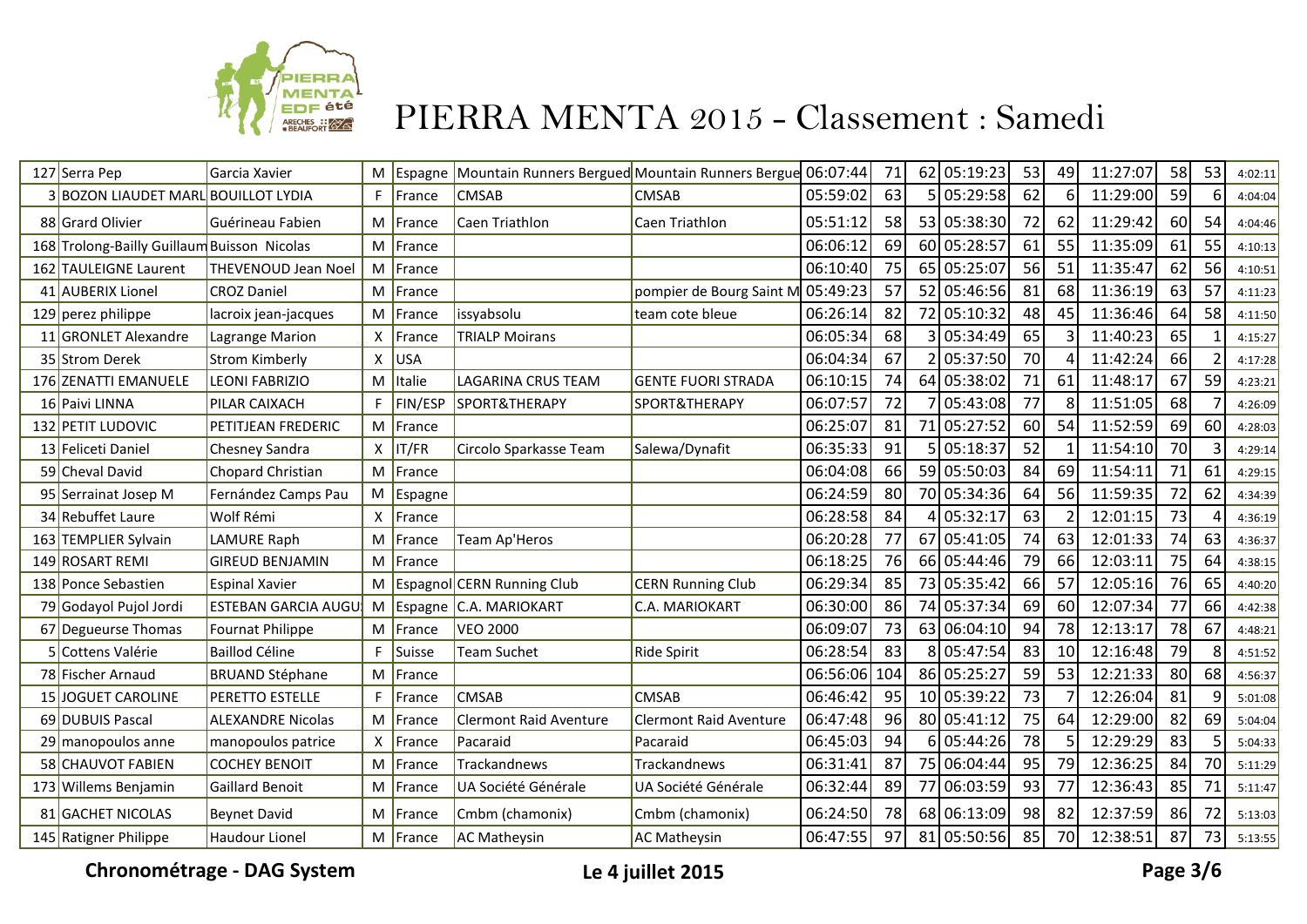# PIERRA MENTA 2015 - Classement : Samedi

| | | | | | | | | | | | | | | | | |
|---|---|---|---|---|---|---|---|---|---|---|---|---|---|---|---|---|
| 127 | Serra Pep | Garcia Xavier | M | Espagne | Mountain Runners Bergued | Mountain Runners Bergue | 06:07:44 | 71 | 62 | 05:19:23 | 53 | 49 | 11:27:07 | 58 | 53 | 4:02:11 |
| 3 | BOZON LIAUDET MARL | BOUILLOT LYDIA | F | France | CMSAB | CMSAB | 05:59:02 | 63 | 5 | 05:29:58 | 62 | 6 | 11:29:00 | 59 | 6 | 4:04:04 |
| 88 | Grard Olivier | Guérineau Fabien | M | France | Caen Triathlon | Caen Triathlon | 05:51:12 | 58 | 53 | 05:38:30 | 72 | 62 | 11:29:42 | 60 | 54 | 4:04:46 |
| 168 | Trolong-Bailly Guillaum | Buisson Nicolas | M | France | | | 06:06:12 | 69 | 60 | 05:28:57 | 61 | 55 | 11:35:09 | 61 | 55 | 4:10:13 |
| 162 | TAULEIGNE Laurent | THEVENOUD Jean Noel | M | France | | | 06:10:40 | 75 | 65 | 05:25:07 | 56 | 51 | 11:35:47 | 62 | 56 | 4:10:51 |
| 41 | AUBERIX Lionel | CROZ Daniel | M | France | | pompier de Bourg Saint M | 05:49:23 | 57 | 52 | 05:46:56 | 81 | 68 | 11:36:19 | 63 | 57 | 4:11:23 |
| 129 | perez philippe | lacroix jean-jacques | M | France | issyabsolu | team cote bleue | 06:26:14 | 82 | 72 | 05:10:32 | 48 | 45 | 11:36:46 | 64 | 58 | 4:11:50 |
| 11 | GRONLET Alexandre | Lagrange Marion | X | France | TRIALP Moirans | | 06:05:34 | 68 | 3 | 05:34:49 | 65 | 3 | 11:40:23 | 65 | 1 | 4:15:27 |
| 35 | Strom Derek | Strom Kimberly | X | USA | | | 06:04:34 | 67 | 2 | 05:37:50 | 70 | 4 | 11:42:24 | 66 | 2 | 4:17:28 |
| 176 | ZENATTI EMANUELE | LEONI FABRIZIO | M | Italie | LAGARINA CRUS TEAM | GENTE FUORI STRADA | 06:10:15 | 74 | 64 | 05:38:02 | 71 | 61 | 11:48:17 | 67 | 59 | 4:23:21 |
| 16 | Paivi LINNA | PILAR CAIXACH | F | FIN/ESP | SPORT&THERAPY | SPORT&THERAPY | 06:07:57 | 72 | 7 | 05:43:08 | 77 | 8 | 11:51:05 | 68 | 7 | 4:26:09 |
| 132 | PETIT LUDOVIC | PETITJEAN FREDERIC | M | France | | | 06:25:07 | 81 | 71 | 05:27:52 | 60 | 54 | 11:52:59 | 69 | 60 | 4:28:03 |
| 13 | Feliceti Daniel | Chesney Sandra | X | IT/FR | Circolo Sparkasse Team | Salewa/Dynafit | 06:35:33 | 91 | 5 | 05:18:37 | 52 | 1 | 11:54:10 | 70 | 3 | 4:29:14 |
| 59 | Cheval David | Chopard Christian | M | France | | | 06:04:08 | 66 | 59 | 05:50:03 | 84 | 69 | 11:54:11 | 71 | 61 | 4:29:15 |
| 95 | Serrainat Josep M | Fernández Camps Pau | M | Espagne | | | 06:24:59 | 80 | 70 | 05:34:36 | 64 | 56 | 11:59:35 | 72 | 62 | 4:34:39 |
| 34 | Rebuffet Laure | Wolf Rémi | X | France | | | 06:28:58 | 84 | 4 | 05:32:17 | 63 | 2 | 12:01:15 | 73 | 4 | 4:36:19 |
| 163 | TEMPLIER Sylvain | LAMURE Raph | M | France | Team Ap'Heros | | 06:20:28 | 77 | 67 | 05:41:05 | 74 | 63 | 12:01:33 | 74 | 63 | 4:36:37 |
| 149 | ROSART REMI | GIREUD BENJAMIN | M | France | | | 06:18:25 | 76 | 66 | 05:44:46 | 79 | 66 | 12:03:11 | 75 | 64 | 4:38:15 |
| 138 | Ponce Sebastien | Espinal Xavier | M | Espagnol | CERN Running Club | CERN Running Club | 06:29:34 | 85 | 73 | 05:35:42 | 66 | 57 | 12:05:16 | 76 | 65 | 4:40:20 |
| 79 | Godayol Pujol Jordi | ESTEBAN GARCIA AUGU | M | Espagne | C.A. MARIOKART | C.A. MARIOKART | 06:30:00 | 86 | 74 | 05:37:34 | 69 | 60 | 12:07:34 | 77 | 66 | 4:42:38 |
| 67 | Degueurse Thomas | Fournat Philippe | M | France | VEO 2000 | | 06:09:07 | 73 | 63 | 06:04:10 | 94 | 78 | 12:13:17 | 78 | 67 | 4:48:21 |
| 5 | Cottens Valérie | Baillod Céline | F | Suisse | Team Suchet | Ride Spirit | 06:28:54 | 83 | 8 | 05:47:54 | 83 | 10 | 12:16:48 | 79 | 8 | 4:51:52 |
| 78 | Fischer Arnaud | BRUAND Stéphane | M | France | | | 06:56:06 | 104 | 86 | 05:25:27 | 59 | 53 | 12:21:33 | 80 | 68 | 4:56:37 |
| 15 | JOGUET CAROLINE | PERETTO ESTELLE | F | France | CMSAB | CMSAB | 06:46:42 | 95 | 10 | 05:39:22 | 73 | 7 | 12:26:04 | 81 | 9 | 5:01:08 |
| 69 | DUBUIS Pascal | ALEXANDRE Nicolas | M | France | Clermont Raid Aventure | Clermont Raid Aventure | 06:47:48 | 96 | 80 | 05:41:12 | 75 | 64 | 12:29:00 | 82 | 69 | 5:04:04 |
| 29 | manopoulos anne | manopoulos patrice | X | France | Pacaraid | Pacaraid | 06:45:03 | 94 | 6 | 05:44:26 | 78 | 5 | 12:29:29 | 83 | 5 | 5:04:33 |
| 58 | CHAUVOT FABIEN | COCHEY BENOIT | M | France | Trackandnews | Trackandnews | 06:31:41 | 87 | 75 | 06:04:44 | 95 | 79 | 12:36:25 | 84 | 70 | 5:11:29 |
| 173 | Willems Benjamin | Gaillard Benoit | M | France | UA Société Générale | UA Société Générale | 06:32:44 | 89 | 77 | 06:03:59 | 93 | 77 | 12:36:43 | 85 | 71 | 5:11:47 |
| 81 | GACHET NICOLAS | Beynet David | M | France | Cmbm (chamonix) | Cmbm (chamonix) | 06:24:50 | 78 | 68 | 06:13:09 | 98 | 82 | 12:37:59 | 86 | 72 | 5:13:03 |
| 145 | Ratigner Philippe | Haudour Lionel | M | France | AC Matheysin | AC Matheysin | 06:47:55 | 97 | 81 | 05:50:56 | 85 | 70 | 12:38:51 | 87 | 73 | 5:13:55 |

**Chronométrage - DAG System** **Le 4 juillet 2015**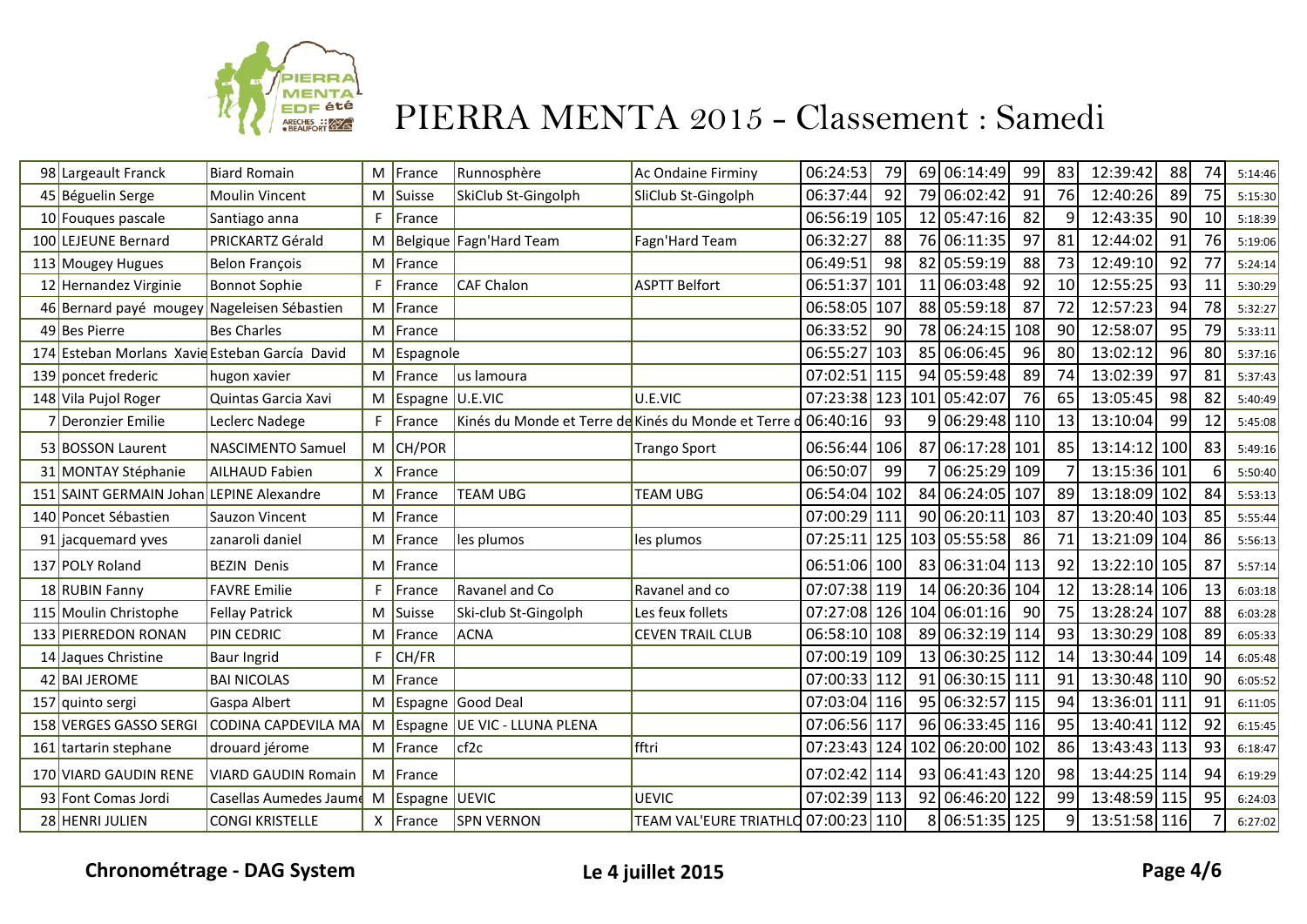# PIERRA MENTA 2015 - Classement : Samedi

| | | | | | | | | | | | | | | | | |
|---|---|---|---|---|---|---|---|---|---|---|---|---|---|---|---|---|
| 98 | Largeault Franck | Biard Romain | M | France | Runnosphère | Ac Ondaine Firminy | 06:24:53 | 79 | 69 | 06:14:49 | 99 | 83 | 12:39:42 | 88 | 74 | 5:14:46 |
| 45 | Béguelin Serge | Moulin Vincent | M | Suisse | SkiClub St-Gingolph | SliClub St-Gingolph | 06:37:44 | 92 | 79 | 06:02:42 | 91 | 76 | 12:40:26 | 89 | 75 | 5:15:30 |
| 10 | Fouques pascale | Santiago anna | F | France | | | 06:56:19 | 105 | 12 | 05:47:16 | 82 | 9 | 12:43:35 | 90 | 10 | 5:18:39 |
| 100 | LEJEUNE Bernard | PRICKARTZ Gérald | M | Belgique | Fagn'Hard Team | Fagn'Hard Team | 06:32:27 | 88 | 76 | 06:11:35 | 97 | 81 | 12:44:02 | 91 | 76 | 5:19:06 |
| 113 | Mougey Hugues | Belon François | M | France | | | 06:49:51 | 98 | 82 | 05:59:19 | 88 | 73 | 12:49:10 | 92 | 77 | 5:24:14 |
| 12 | Hernandez Virginie | Bonnot Sophie | F | France | CAF Chalon | ASPTT Belfort | 06:51:37 | 101 | 11 | 06:03:48 | 92 | 10 | 12:55:25 | 93 | 11 | 5:30:29 |
| 46 | Bernard payé mougey | Nageleisen Sébastien | M | France | | | 06:58:05 | 107 | 88 | 05:59:18 | 87 | 72 | 12:57:23 | 94 | 78 | 5:32:27 |
| 49 | Bes Pierre | Bes Charles | M | France | | | 06:33:52 | 90 | 78 | 06:24:15 | 108 | 90 | 12:58:07 | 95 | 79 | 5:33:11 |
| 174 | Esteban Morlans Xavie | Esteban García David | M | Espagnole | | | 06:55:27 | 103 | 85 | 06:06:45 | 96 | 80 | 13:02:12 | 96 | 80 | 5:37:16 |
| 139 | poncet frederic | hugon xavier | M | France | us lamoura | | 07:02:51 | 115 | 94 | 05:59:48 | 89 | 74 | 13:02:39 | 97 | 81 | 5:37:43 |
| 148 | Vila Pujol Roger | Quintas Garcia Xavi | M | Espagne | U.E.VIC | U.E.VIC | 07:23:38 | 123 | 101 | 05:42:07 | 76 | 65 | 13:05:45 | 98 | 82 | 5:40:49 |
| 7 | Deronzier Emilie | Leclerc Nadege | F | France | Kinés du Monde et Terre de | Kinés du Monde et Terre d | 06:40:16 | 93 | 9 | 06:29:48 | 110 | 13 | 13:10:04 | 99 | 12 | 5:45:08 |
| 53 | BOSSON Laurent | NASCIMENTO Samuel | M | CH/POR | | Trango Sport | 06:56:44 | 106 | 87 | 06:17:28 | 101 | 85 | 13:14:12 | 100 | 83 | 5:49:16 |
| 31 | MONTAY Stéphanie | AILHAUD Fabien | X | France | | | 06:50:07 | 99 | 7 | 06:25:29 | 109 | 7 | 13:15:36 | 101 | 6 | 5:50:40 |
| 151 | SAINT GERMAIN Johan | LEPINE Alexandre | M | France | TEAM UBG | TEAM UBG | 06:54:04 | 102 | 84 | 06:24:05 | 107 | 89 | 13:18:09 | 102 | 84 | 5:53:13 |
| 140 | Poncet Sébastien | Sauzon Vincent | M | France | | | 07:00:29 | 111 | 90 | 06:20:11 | 103 | 87 | 13:20:40 | 103 | 85 | 5:55:44 |
| 91 | jacquemard yves | zanaroli daniel | M | France | les plumos | les plumos | 07:25:11 | 125 | 103 | 05:55:58 | 86 | 71 | 13:21:09 | 104 | 86 | 5:56:13 |
| 137 | POLY Roland | BEZIN Denis | M | France | | | 06:51:06 | 100 | 83 | 06:31:04 | 113 | 92 | 13:22:10 | 105 | 87 | 5:57:14 |
| 18 | RUBIN Fanny | FAVRE Emilie | F | France | Ravanel and Co | Ravanel and co | 07:07:38 | 119 | 14 | 06:20:36 | 104 | 12 | 13:28:14 | 106 | 13 | 6:03:18 |
| 115 | Moulin Christophe | Fellay Patrick | M | Suisse | Ski-club St-Gingolph | Les feux follets | 07:27:08 | 126 | 104 | 06:01:16 | 90 | 75 | 13:28:24 | 107 | 88 | 6:03:28 |
| 133 | PIERREDON RONAN | PIN CEDRIC | M | France | ACNA | CEVEN TRAIL CLUB | 06:58:10 | 108 | 89 | 06:32:19 | 114 | 93 | 13:30:29 | 108 | 89 | 6:05:33 |
| 14 | Jaques Christine | Baur Ingrid | F | CH/FR | | | 07:00:19 | 109 | 13 | 06:30:25 | 112 | 14 | 13:30:44 | 109 | 14 | 6:05:48 |
| 42 | BAI JEROME | BAI NICOLAS | M | France | | | 07:00:33 | 112 | 91 | 06:30:15 | 111 | 91 | 13:30:48 | 110 | 90 | 6:05:52 |
| 157 | quinto sergi | Gaspa Albert | M | Espagne | Good Deal | | 07:03:04 | 116 | 95 | 06:32:57 | 115 | 94 | 13:36:01 | 111 | 91 | 6:11:05 |
| 158 | VERGES GASSO SERGI | CODINA CAPDEVILA MA | M | Espagne | UE VIC - LLUNA PLENA | | 07:06:56 | 117 | 96 | 06:33:45 | 116 | 95 | 13:40:41 | 112 | 92 | 6:15:45 |
| 161 | tartarin stephane | drouard jérome | M | France | cf2c | fftri | 07:23:43 | 124 | 102 | 06:20:00 | 102 | 86 | 13:43:43 | 113 | 93 | 6:18:47 |
| 170 | VIARD GAUDIN RENE | VIARD GAUDIN Romain | M | France | | | 07:02:42 | 114 | 93 | 06:41:43 | 120 | 98 | 13:44:25 | 114 | 94 | 6:19:29 |
| 93 | Font Comas Jordi | Casellas Aumedes Jaume | M | Espagne | UEVIC | UEVIC | 07:02:39 | 113 | 92 | 06:46:20 | 122 | 99 | 13:48:59 | 115 | 95 | 6:24:03 |
| 28 | HENRI JULIEN | CONGI KRISTELLE | X | France | SPN VERNON | TEAM VAL'EURE TRIATHLO | 07:00:23 | 110 | 8 | 06:51:35 | 125 | 9 | 13:51:58 | 116 | 7 | 6:27:02 |

**Chronométrage - DAG System** **Le 4 juillet 2015**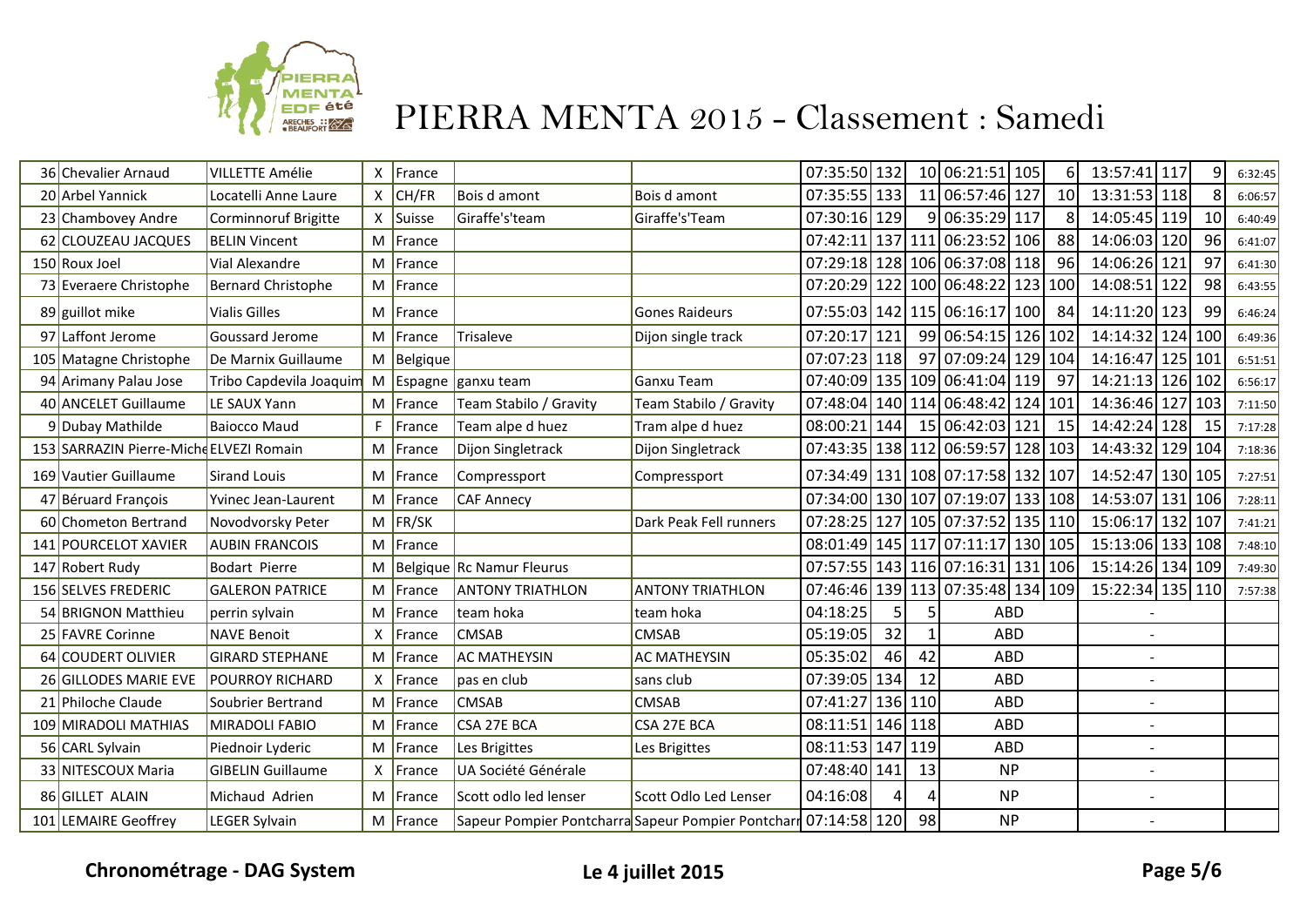# PIERRA MENTA 2015 - Classement : Samedi

| | | | | | | | | | | | | | | | | | |
|---|---|---|---|---|---|---|---|---|---|---|---|---|---|---|---|---|---|
| 36 | Chevalier Arnaud | VILLETTE Amélie | X | France | | | 07:35:50 | 132 | 10 | 06:21:51 | 105 | 6 | 13:57:41 | 117 | 9 | 6:32:45 |
| 20 | Arbel Yannick | Locatelli Anne Laure | X | CH/FR | Bois d amont | Bois d amont | 07:35:55 | 133 | 11 | 06:57:46 | 127 | 10 | 13:31:53 | 118 | 8 | 6:06:57 |
| 23 | Chambovey Andre | Corminnoruf Brigitte | X | Suisse | Giraffe's'team | Giraffe's'Team | 07:30:16 | 129 | 9 | 06:35:29 | 117 | 8 | 14:05:45 | 119 | 10 | 6:40:49 |
| 62 | CLOUZEAU JACQUES | BELIN Vincent | M | France | | | 07:42:11 | 137 | 111 | 06:23:52 | 106 | 88 | 14:06:03 | 120 | 96 | 6:41:07 |
| 150 | Roux Joel | Vial Alexandre | M | France | | | 07:29:18 | 128 | 106 | 06:37:08 | 118 | 96 | 14:06:26 | 121 | 97 | 6:41:30 |
| 73 | Everaere Christophe | Bernard Christophe | M | France | | | 07:20:29 | 122 | 100 | 06:48:22 | 123 | 100 | 14:08:51 | 122 | 98 | 6:43:55 |
| 89 | guillot mike | Vialis Gilles | M | France | | Gones Raideurs | 07:55:03 | 142 | 115 | 06:16:17 | 100 | 84 | 14:11:20 | 123 | 99 | 6:46:24 |
| 97 | Laffont Jerome | Goussard Jerome | M | France | Trisaleve | Dijon single track | 07:20:17 | 121 | 99 | 06:54:15 | 126 | 102 | 14:14:32 | 124 | 100 | 6:49:36 |
| 105 | Matagne Christophe | De Marnix Guillaume | M | Belgique | | | 07:07:23 | 118 | 97 | 07:09:24 | 129 | 104 | 14:16:47 | 125 | 101 | 6:51:51 |
| 94 | Arimany Palau Jose | Tribo Capdevila Joaquim | M | Espagne | ganxu team | Ganxu Team | 07:40:09 | 135 | 109 | 06:41:04 | 119 | 97 | 14:21:13 | 126 | 102 | 6:56:17 |
| 40 | ANCELET Guillaume | LE SAUX Yann | M | France | Team Stabilo / Gravity | Team Stabilo / Gravity | 07:48:04 | 140 | 114 | 06:48:42 | 124 | 101 | 14:36:46 | 127 | 103 | 7:11:50 |
| 9 | Dubay Mathilde | Baiocco Maud | F | France | Team alpe d huez | Tram alpe d huez | 08:00:21 | 144 | 15 | 06:42:03 | 121 | 15 | 14:42:24 | 128 | 15 | 7:17:28 |
| 153 | SARRAZIN Pierre-Miche | ELVEZI Romain | M | France | Dijon Singletrack | Dijon Singletrack | 07:43:35 | 138 | 112 | 06:59:57 | 128 | 103 | 14:43:32 | 129 | 104 | 7:18:36 |
| 169 | Vautier Guillaume | Sirand Louis | M | France | Compressport | Compressport | 07:34:49 | 131 | 108 | 07:17:58 | 132 | 107 | 14:52:47 | 130 | 105 | 7:27:51 |
| 47 | Béruard François | Yvinec Jean-Laurent | M | France | CAF Annecy | | 07:34:00 | 130 | 107 | 07:19:07 | 133 | 108 | 14:53:07 | 131 | 106 | 7:28:11 |
| 60 | Chometon Bertrand | Novodvorsky Peter | M | FR/SK | | Dark Peak Fell runners | 07:28:25 | 127 | 105 | 07:37:52 | 135 | 110 | 15:06:17 | 132 | 107 | 7:41:21 |
| 141 | POURCELOT XAVIER | AUBIN FRANCOIS | M | France | | | 08:01:49 | 145 | 117 | 07:11:17 | 130 | 105 | 15:13:06 | 133 | 108 | 7:48:10 |
| 147 | Robert Rudy | Bodart Pierre | M | Belgique | Rc Namur Fleurus | | 07:57:55 | 143 | 116 | 07:16:31 | 131 | 106 | 15:14:26 | 134 | 109 | 7:49:30 |
| 156 | SELVES FREDERIC | GALERON PATRICE | M | France | ANTONY TRIATHLON | ANTONY TRIATHLON | 07:46:46 | 139 | 113 | 07:35:48 | 134 | 109 | 15:22:34 | 135 | 110 | 7:57:38 |
| 54 | BRIGNON Matthieu | perrin sylvain | M | France | team hoka | team hoka | 04:18:25 | 5 | 5 | ABD | | | - | | | |
| 25 | FAVRE Corinne | NAVE Benoit | X | France | CMSAB | CMSAB | 05:19:05 | 32 | 1 | ABD | | | - | | | |
| 64 | COUDERT OLIVIER | GIRARD STEPHANE | M | France | AC MATHEYSIN | AC MATHEYSIN | 05:35:02 | 46 | 42 | ABD | | | - | | | |
| 26 | GILLODES MARIE EVE | POURROY RICHARD | X | France | pas en club | sans club | 07:39:05 | 134 | 12 | ABD | | | - | | | |
| 21 | Philoche Claude | Soubrier Bertrand | M | France | CMSAB | CMSAB | 07:41:27 | 136 | 110 | ABD | | | - | | | |
| 109 | MIRADOLI MATHIAS | MIRADOLI FABIO | M | France | CSA 27E BCA | CSA 27E BCA | 08:11:51 | 146 | 118 | ABD | | | - | | | |
| 56 | CARL Sylvain | Piednoir Lyderic | M | France | Les Brigittes | Les Brigittes | 08:11:53 | 147 | 119 | ABD | | | - | | | |
| 33 | NITESCOUX Maria | GIBELIN Guillaume | X | France | UA Société Générale | | 07:48:40 | 141 | 13 | NP | | | - | | | |
| 86 | GILLET ALAIN | Michaud Adrien | M | France | Scott odlo led lenser | Scott Odlo Led Lenser | 04:16:08 | 4 | 4 | NP | | | - | | | |
| 101 | LEMAIRE Geoffrey | LEGER Sylvain | M | France | Sapeur Pompier Pontcharra | Sapeur Pompier Pontcharr | 07:14:58 | 120 | 98 | NP | | | - | | | |

**Chronométrage - DAG System** **Le 4 juillet 2015**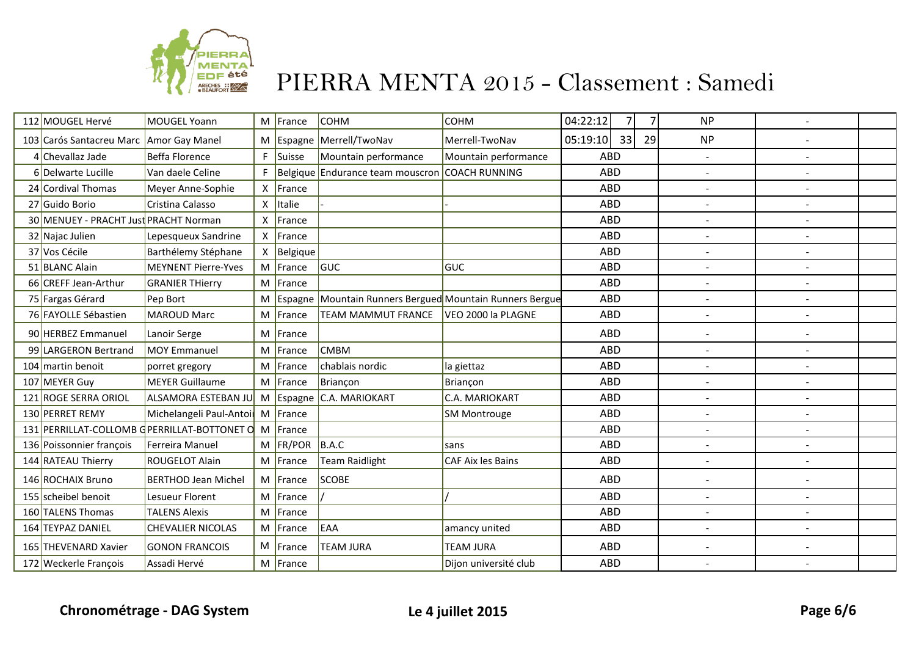# PIERRA MENTA 2015 - Classement : Samedi

| | | | | | | | | | | | | |
|---|---|---|---|---|---|---|---|---|---|---|---|---|
| 112 | MOUGEL Hervé | MOUGEL Yoann | M | France | COHM | COHM | 04:22:12 | 7 | 7 | NP | - | |
| 103 | Carós Santacreu Marc | Amor Gay Manel | M | Espagne | Merrell/TwoNav | Merrell-TwoNav | 05:19:10 | 33 | 29 | NP | - | |
| 4 | Chevallaz Jade | Beffa Florence | F | Suisse | Mountain performance | Mountain performance | ABD | | | - | - | |
| 6 | Delwarte Lucille | Van daele Celine | F | Belgique | Endurance team mouscron | COACH RUNNING | ABD | | | - | - | |
| 24 | Cordival Thomas | Meyer Anne-Sophie | X | France | | | ABD | | | - | - | |
| 27 | Guido Borio | Cristina Calasso | X | Italie | - | - | ABD | | | - | - | |
| 30 | MENUEY - PRACHT Just | PRACHT Norman | X | France | | | ABD | | | - | - | |
| 32 | Najac Julien | Lepesqueux Sandrine | X | France | | | ABD | | | - | - | |
| 37 | Vos Cécile | Barthélemy Stéphane | X | Belgique | | | ABD | | | - | - | |
| 51 | BLANC Alain | MEYNENT Pierre-Yves | M | France | GUC | GUC | ABD | | | - | - | |
| 66 | CREFF Jean-Arthur | GRANIER THierry | M | France | | | ABD | | | - | - | |
| 75 | Fargas Gérard | Pep Bort | M | Espagne | Mountain Runners Bergued | Mountain Runners Bergue | ABD | | | - | - | |
| 76 | FAYOLLE Sébastien | MAROUD Marc | M | France | TEAM MAMMUT FRANCE | VEO 2000 la PLAGNE | ABD | | | - | - | |
| 90 | HERBEZ Emmanuel | Lanoir Serge | M | France | | | ABD | | | - | - | |
| 99 | LARGERON Bertrand | MOY Emmanuel | M | France | CMBM | | ABD | | | - | - | |
| 104 | martin benoit | porret gregory | M | France | chablais nordic | la giettaz | ABD | | | - | - | |
| 107 | MEYER Guy | MEYER Guillaume | M | France | Briançon | Briançon | ABD | | | - | - | |
| 121 | ROGE SERRA ORIOL | ALSAMORA ESTEBAN JU | M | Espagne | C.A. MARIOKART | C.A. MARIOKART | ABD | | | - | - | |
| 130 | PERRET REMY | Michelangeli Paul-Antoi | M | France | | SM Montrouge | ABD | | | - | - | |
| 131 | PERRILLAT-COLLOMB G | PERRILLAT-BOTTONET O | M | France | | | ABD | | | - | - | |
| 136 | Poissonnier françois | Ferreira Manuel | M | FR/POR | B.A.C | sans | ABD | | | - | - | |
| 144 | RATEAU Thierry | ROUGELOT Alain | M | France | Team Raidlight | CAF Aix les Bains | ABD | | | - | - | |
| 146 | ROCHAIX Bruno | BERTHOD Jean Michel | M | France | SCOBE | | ABD | | | - | - | |
| 155 | scheibel benoit | Lesueur Florent | M | France | / | / | ABD | | | - | - | |
| 160 | TALENS Thomas | TALENS Alexis | M | France | | | ABD | | | - | - | |
| 164 | TEYPAZ DANIEL | CHEVALIER NICOLAS | M | France | EAA | amancy united | ABD | | | - | - | |
| 165 | THEVENARD Xavier | GONON FRANCOIS | M | France | TEAM JURA | TEAM JURA | ABD | | | - | - | |
| 172 | Weckerle François | Assadi Hervé | M | France | | Dijon université club | ABD | | | - | - | |

**Chronométrage - DAG System** **Le 4 juillet 2015**